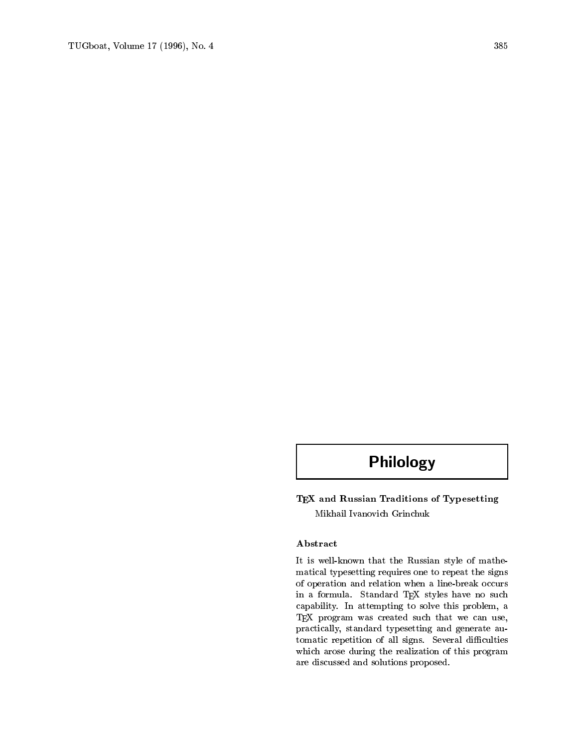# Philology

## TeX and Russian Traditions of Typesetting

Mikhail Ivanovich Grinchuk

### Abstract

It is well-known that the Russian style of mathematical typesetting requires one to repeat the signs of operation and relation when a line-break occurs in a formula. Standard TeX styles have no such capability. In attempting to solve this problem, a TeX program was created such that we can use, practically, standard typesetting and generate automatic repetition of all signs. Several difficulties which arose during the realization of this program are discussed and solutions proposed.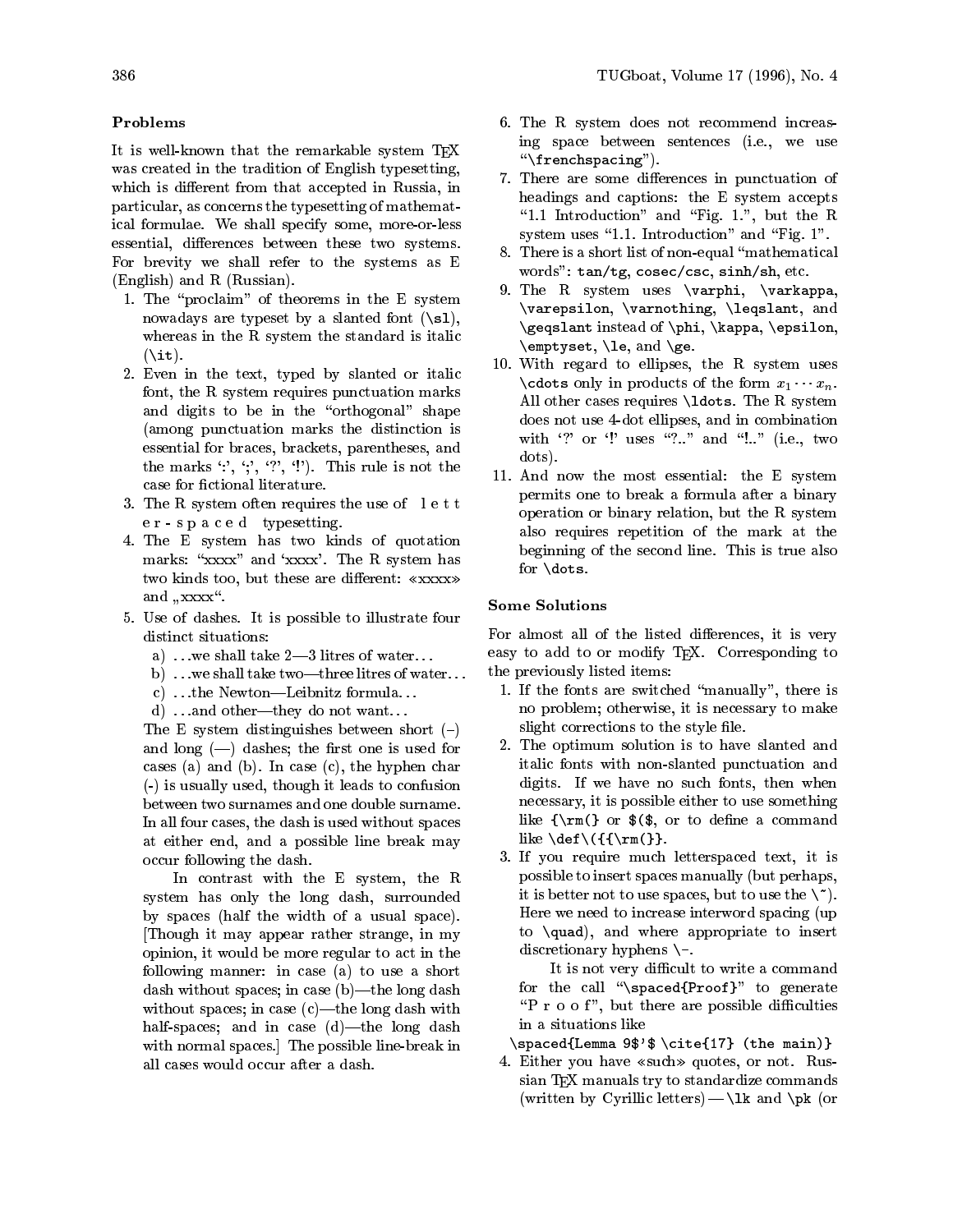### Problems

It is well-known that the remarkable system TEX was created in the tradition of English typesetting, which is different from that accepted in Russia, in particular, as concerns the typesetting of mathematical formulae. We shall specify some, more-or-less essential, differences between these two systems. For brevity we shall refer to the systems as E (English) and R (Russian).

1. The "proclaim" of theorems in the E system nowadays are typeset by a slanted font (`\sl`), whereas in the R system the standard is italic (`\it`).
2. Even in the text, typed by slanted or italic font, the R system requires punctuation marks and digits to be in the "orthogonal" shape (among punctuation marks the distinction is essential for braces, brackets, parentheses, and the marks ':', ';', '?', '!'). This rule is not the case for fictional literature.
3. The R system often requires the use of l e t t e r - s p a c e d typesetting.
4. The E system has two kinds of quotation marks: "xxxx" and 'xxxx'. The R system has two kinds too, but these are different: «xxxx» and „xxxx".
5. Use of dashes. It is possible to illustrate four distinct situations:
   a) ...we shall take 2—3 litres of water...
   b) ...we shall take two—three litres of water...
   c) ...the Newton—Leibnitz formula...
   d) ...and other—they do not want...

   The E system distinguishes between short (–) and long (—) dashes; the first one is used for cases (a) and (b). In case (c), the hyphen char (-) is usually used, though it leads to confusion between two surnames and one double surname. In all four cases, the dash is used without spaces at either end, and a possible line break may occur following the dash.

   In contrast with the E system, the R system has only the long dash, surrounded by spaces (half the width of a usual space). [Though it may appear rather strange, in my opinion, it would be more regular to act in the following manner: in case (a) to use a short dash without spaces; in case (b)—the long dash without spaces; in case (c)—the long dash with half-spaces; and in case (d)—the long dash with normal spaces.] The possible line-break in all cases would occur after a dash.
6. The R system does not recommend increasing space between sentences (i.e., we use "`\frenchspacing`").
7. There are some differences in punctuation of headings and captions: the E system accepts "1.1 Introduction" and "Fig. 1.", but the R system uses "1.1. Introduction" and "Fig. 1".
8. There is a short list of non-equal "mathematical words": `tan/tg`, `cosec/csc`, `sinh/sh`, etc.
9. The R system uses `\varphi`, `\varkappa`, `\varepsilon`, `\varnothing`, `\leqslant`, and `\geqslant` instead of `\phi`, `\kappa`, `\epsilon`, `\emptyset`, `\le`, and `\ge`.
10. With regard to ellipses, the R system uses `\cdots` only in products of the form $x_1 \cdots x_n$. All other cases requires `\ldots`. The R system does not use 4-dot ellipses, and in combination with '?' or '!' uses "?.." and "!.." (i.e., two dots).
11. And now the most essential: the E system permits one to break a formula after a binary operation or binary relation, but the R system also requires repetition of the mark at the beginning of the second line. This is true also for `\dots`.

### Some Solutions

For almost all of the listed differences, it is very easy to add to or modify TEX. Corresponding to the previously listed items:

1. If the fonts are switched "manually", there is no problem; otherwise, it is necessary to make slight corrections to the style file.
2. The optimum solution is to have slanted and italic fonts with non-slanted punctuation and digits. If we have no such fonts, then when necessary, it is possible either to use something like `{\rm(}` or `$($`, or to define a command like `\def\({{\rm(}}`.
3. If you require much letterspaced text, it is possible to insert spaces manually (but perhaps, it is better not to use spaces, but to use the `\~`). Here we need to increase interword spacing (up to `\quad`), and where appropriate to insert discretionary hyphens `\-`.

   It is not very difficult to write a command for the call "`\spaced{Proof}`" to generate "P r o o f", but there are possible difficulties in a situations like

   `\spaced{Lemma 9$'$ \cite{17} (the main)}`
4. Either you have «such» quotes, or not. Russian TEX manuals try to standardize commands (written by Cyrillic letters) — `\lk` and `\pk` (or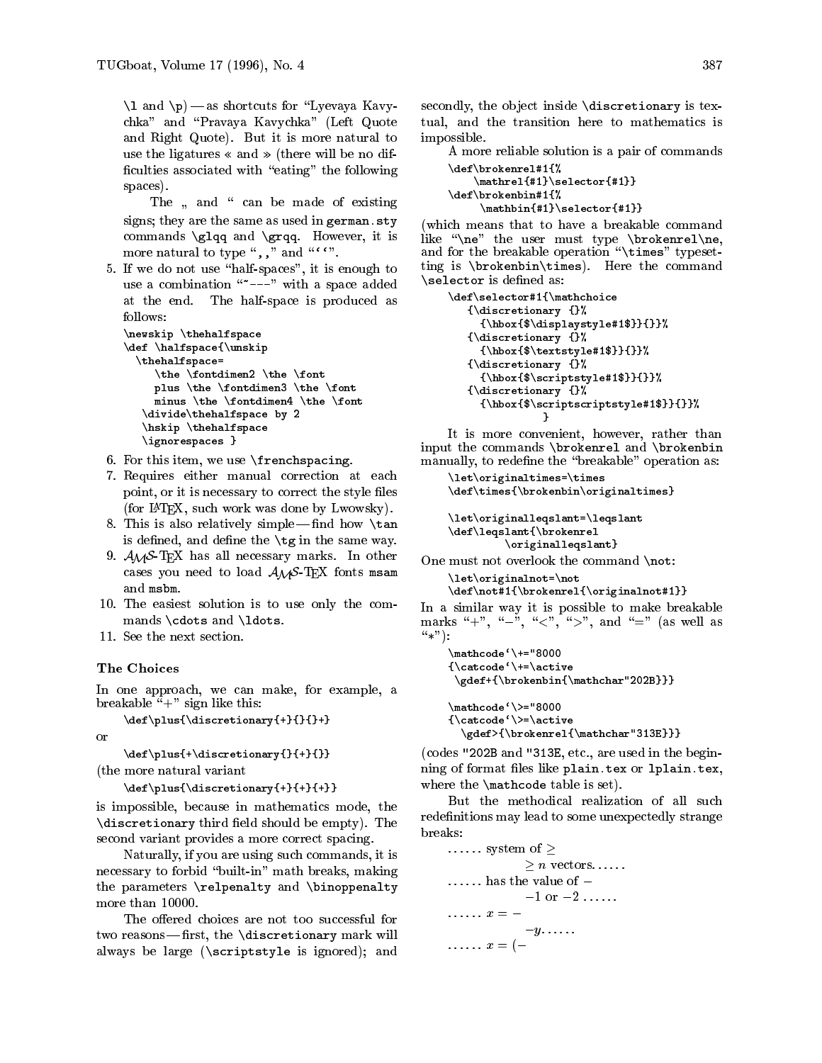\l and \p) — as shortcuts for “Lyevaya Kavychka” and “Pravaya Kavychka” (Left Quote and Right Quote). But it is more natural to use the ligatures « and » (there will be no difficulties associated with “eating” the following spaces).

The „ and “ can be made of existing signs; they are the same as used in `german.sty` commands `\glqq` and `\grqq`. However, it is more natural to type “`,,`” and “`‘‘`”.

5. If we do not use “half-spaces”, it is enough to use a combination “`~---`” with a space added at the end. The half-space is produced as follows:

```
\newskip \thehalfspace
\def \halfspace{\unskip
  \thehalfspace=
     \the \fontdimen2 \the \font
     plus \the \fontdimen3 \the \font
     minus \the \fontdimen4 \the \font
   \divide\thehalfspace by 2
   \hskip \thehalfspace
   \ignorespaces }
```

6. For this item, we use `\frenchspacing`.
7. Requires either manual correction at each point, or it is necessary to correct the style files (for LaTeX, such work was done by Lwowsky).
8. This is also relatively simple — find how `\tan` is defined, and define the `\tg` in the same way.
9. AMS-TeX has all necessary marks. In other cases you need to load AMS-TeX fonts `msam` and `msbm`.
10. The easiest solution is to use only the commands `\cdots` and `\ldots`.
11. See the next section.

### The Choices

In one approach, we can make, for example, a breakable “+” sign like this:

```
\def\plus{\discretionary{+}{}{}+}
```

or

```
\def\plus{+\discretionary{}{+}{}}
```

(the more natural variant

```
\def\plus{\discretionary{+}{+}{+}}
```

is impossible, because in mathematics mode, the `\discretionary` third field should be empty). The second variant provides a more correct spacing.

Naturally, if you are using such commands, it is necessary to forbid “built-in” math breaks, making the parameters `\relpenalty` and `\binoppenalty` more than 10000.

The offered choices are not too successful for two reasons — first, the `\discretionary` mark will always be large (`\scriptstyle` is ignored); and secondly, the object inside `\discretionary` is textual, and the transition here to mathematics is impossible.

A more reliable solution is a pair of commands

```
\def\brokenrel#1{%
    \mathrel{#1}\selector{#1}}
\def\brokenbin#1{%
     \mathbin{#1}\selector{#1}}
```

(which means that to have a breakable command like “`\ne`” the user must type `\brokenrel\ne`, and for the breakable operation “`\times`” typesetting is `\brokenbin\times`). Here the command `\selector` is defined as:

```
\def\selector#1{\mathchoice
   {\discretionary {}%
     {\hbox{$\displaystyle#1$}}{}}%
   {\discretionary {}%
     {\hbox{$\textstyle#1$}}{}}%
   {\discretionary {}%
     {\hbox{$\scriptstyle#1$}}{}}%
   {\discretionary {}%
     {\hbox{$\scriptscriptstyle#1$}}{}}%
            }
```

It is more convenient, however, rather than input the commands `\brokenrel` and `\brokenbin` manually, to redefine the “breakable” operation as:

```
\let\originaltimes=\times
\def\times{\brokenbin\originaltimes}

\let\originalleqslant=\leqslant
\def\leqslant{\brokenrel
        \originalleqslant}
```

One must not overlook the command `\not`:

```
\let\originalnot=\not
\def\not#1{\brokenrel{\originalnot#1}}
```

In a similar way it is possible to make breakable marks “+”, “−”, “<”, “>”, and “=” (as well as “∗”):

```
\mathcode`\+="8000
{\catcode`\+=\active
 \gdef+{\brokenbin{\mathchar"202B}}}

\mathcode`\>="8000
{\catcode`\>=\active
  \gdef>{\brokenrel{\mathchar"313E}}}
```

(codes `"202B` and `"313E`, etc., are used in the beginning of format files like `plain.tex` or `lplain.tex`, where the `\mathcode` table is set).

But the methodical realization of all such redefinitions may lead to some unexpectedly strange breaks:

...... system of $\geq$
$\geq n$ vectors......

...... has the value of $-$
$-1$ or $-2$ ......

...... $x = -$
$-y$......

...... $x = (-$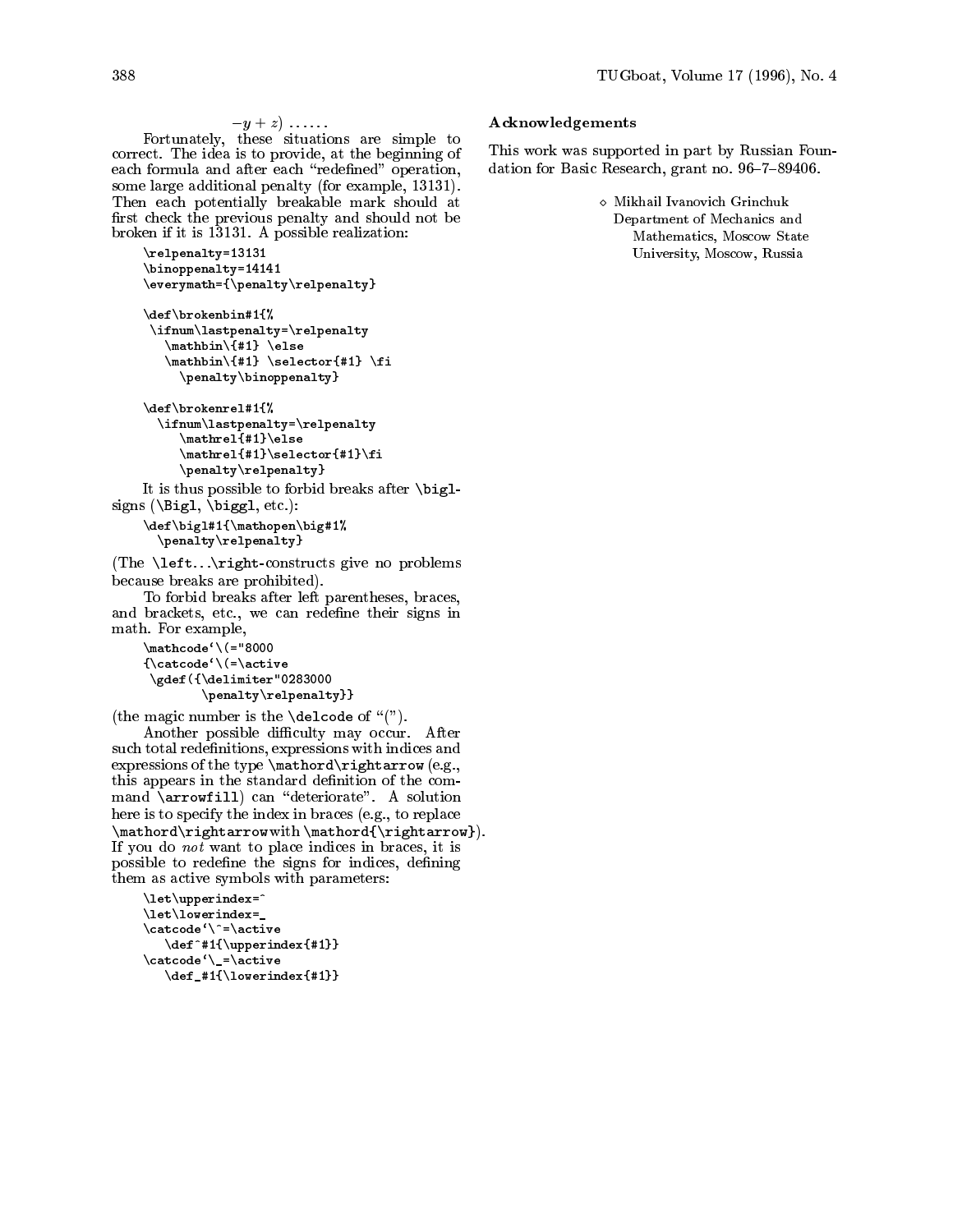$-y + z) \ldots\ldots$

Fortunately, these situations are simple to correct. The idea is to provide, at the beginning of each formula and after each "redefined" operation, some large additional penalty (for example, 13131). Then each potentially breakable mark should at first check the previous penalty and should not be broken if it is 13131. A possible realization:

```
\relpenalty=13131
\binoppenalty=14141
\everymath={\penalty\relpenalty}

\def\brokenbin#1{%
 \ifnum\lastpenalty=\relpenalty
   \mathbin\{#1} \else
   \mathbin\{#1} \selector{#1} \fi
     \penalty\binoppenalty}

\def\brokenrel#1{%
  \ifnum\lastpenalty=\relpenalty
     \mathrel{#1}\else
     \mathrel{#1}\selector{#1}\fi
     \penalty\relpenalty}
```

It is thus possible to forbid breaks after `\bigl`-signs (`\Bigl`, `\biggl`, etc.):

```
\def\bigl#1{\mathopen\big#1%
  \penalty\relpenalty}
```

(The `\left`...`\right`-constructs give no problems because breaks are prohibited).

To forbid breaks after left parentheses, braces, and brackets, etc., we can redefine their signs in math. For example,

```
\mathcode`\(="8000
{\catcode`\(=\active
 \gdef({\delimiter"0283000
        \penalty\relpenalty}}
```

(the magic number is the `\delcode` of "(").

Another possible difficulty may occur. After such total redefinitions, expressions with indices and expressions of the type `\mathord\rightarrow` (e.g., this appears in the standard definition of the command `\arrowfill`) can "deteriorate". A solution here is to specify the index in braces (e.g., to replace `\mathord\rightarrow` with `\mathord{\rightarrow}`). If you do *not* want to place indices in braces, it is possible to redefine the signs for indices, defining them as active symbols with parameters:

```
\let\upperindex=^
\let\lowerindex=_
\catcode`\^=\active
   \def^#1{\upperindex{#1}}
\catcode`\_=\active
   \def_#1{\lowerindex{#1}}
```

## Acknowledgements

This work was supported in part by Russian Foundation for Basic Research, grant no. 96–7–89406.

◇ Mikhail Ivanovich Grinchuk
Department of Mechanics and Mathematics, Moscow State University, Moscow, Russia